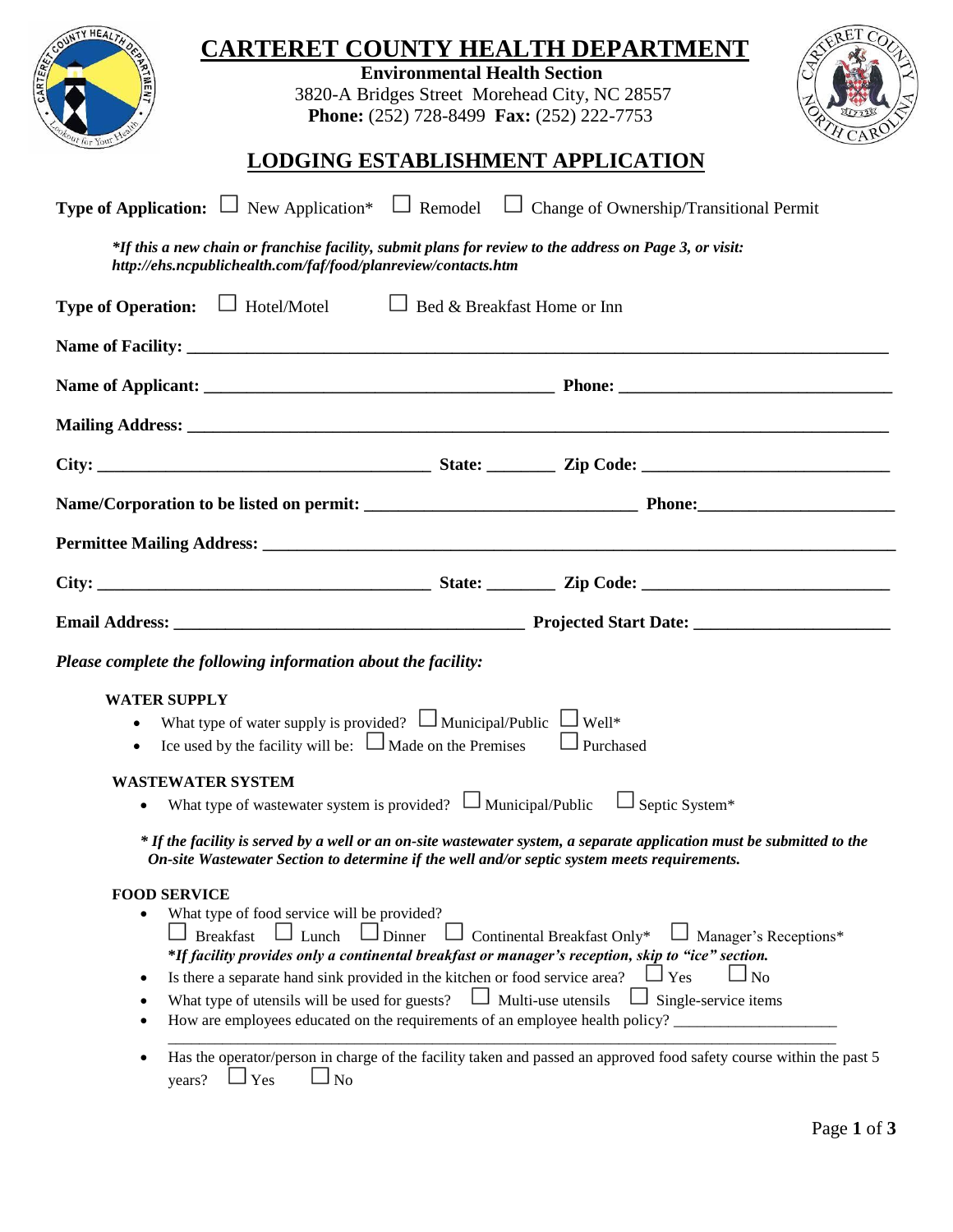# CARTERET COUNTY HEALTH DEPARTMENT

**Environmental Health Section**
3820-A Bridges Street Morehead City, NC 28557
**Phone:** (252) 728-8499 **Fax:** (252) 222-7753

## LODGING ESTABLISHMENT APPLICATION

**Type of Application:** ☐ New Application* ☐ Remodel ☐ Change of Ownership/Transitional Permit

***If this a new chain or franchise facility, submit plans for review to the address on Page 3, or visit: http://ehs.ncpublichealth.com/faf/food/planreview/contacts.htm***

**Type of Operation:** ☐ Hotel/Motel ☐ Bed & Breakfast Home or Inn

**Name of Facility:** ______________________________________________

**Name of Applicant:** ______________________________ **Phone:** ______________________

**Mailing Address:** ______________________________________________

**City:** ______________________ **State:** ________ **Zip Code:** ______________________

**Name/Corporation to be listed on permit:** ______________________ **Phone:** ______________________

**Permittee Mailing Address:** ______________________________________________

**City:** ______________________ **State:** ________ **Zip Code:** ______________________

**Email Address:** ______________________________ **Projected Start Date:** ______________________

***Please complete the following information about the facility:***

**WATER SUPPLY**

- What type of water supply is provided? ☐ Municipal/Public ☐ Well*
- Ice used by the facility will be: ☐ Made on the Premises ☐ Purchased

**WASTEWATER SYSTEM**

- What type of wastewater system is provided? ☐ Municipal/Public ☐ Septic System*

***\* If the facility is served by a well or an on-site wastewater system, a separate application must be submitted to the On-site Wastewater Section to determine if the well and/or septic system meets requirements.***

**FOOD SERVICE**

- What type of food service will be provided?
  ☐ Breakfast ☐ Lunch ☐ Dinner ☐ Continental Breakfast Only* ☐ Manager's Receptions*
  ***\*If facility provides only a continental breakfast or manager's reception, skip to "ice" section.***
- Is there a separate hand sink provided in the kitchen or food service area? ☐ Yes ☐ No
- What type of utensils will be used for guests? ☐ Multi-use utensils ☐ Single-service items
- How are employees educated on the requirements of an employee health policy? ______________________
  ______________________________________________
- Has the operator/person in charge of the facility taken and passed an approved food safety course within the past 5 years? ☐ Yes ☐ No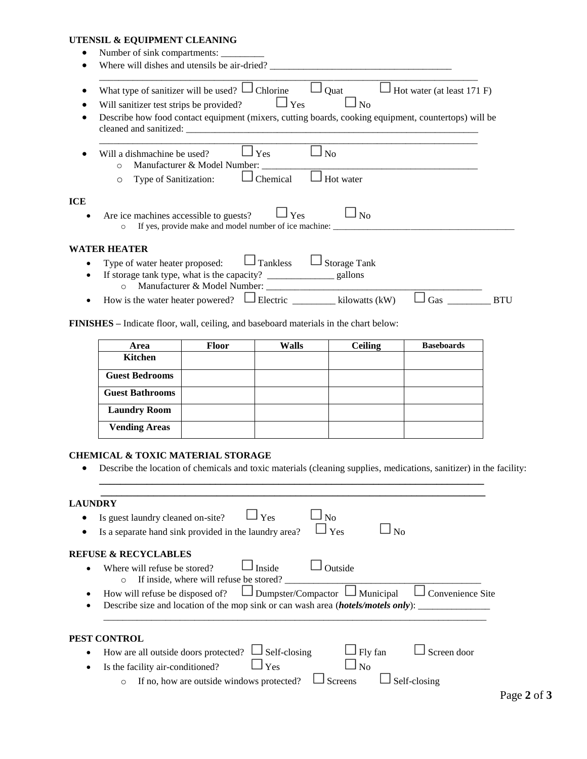### UTENSIL & EQUIPMENT CLEANING

- Number of sink compartments: _________
- Where will dishes and utensils be air-dried? ______________________________________

  ___________________________________________________________________________
- What type of sanitizer will be used? ☐ Chlorine ☐ Quat ☐ Hot water (at least 171 F)
- Will sanitizer test strips be provided? ☐ Yes ☐ No
- Describe how food contact equipment (mixers, cutting boards, cooking equipment, countertops) will be cleaned and sanitized: ______________________________________________________________

  ___________________________________________________________________________
- Will a dishmachine be used? ☐ Yes ☐ No
  - Manufacturer & Model Number: ______________________________________________
  - Type of Sanitization: ☐ Chemical ☐ Hot water

### ICE

- Are ice machines accessible to guests? ☐ Yes ☐ No
  - If yes, provide make and model number of ice machine: _________________________________________

### WATER HEATER

- Type of water heater proposed: ☐ Tankless ☐ Storage Tank
- If storage tank type, what is the capacity? ______________ gallons
  - Manufacturer & Model Number: ______________________________________________
- How is the water heater powered? ☐ Electric _________ kilowatts (kW) ☐ Gas _________ BTU

**FINISHES** – Indicate floor, wall, ceiling, and baseboard materials in the chart below:

| Area | Floor | Walls | Ceiling | Baseboards |
|---|---|---|---|---|
| **Kitchen** | | | | |
| **Guest Bedrooms** | | | | |
| **Guest Bathrooms** | | | | |
| **Laundry Room** | | | | |
| **Vending Areas** | | | | |

### CHEMICAL & TOXIC MATERIAL STORAGE

- Describe the location of chemicals and toxic materials (cleaning supplies, medications, sanitizer) in the facility:

  ___________________________________________________________________________

  ___________________________________________________________________________

### LAUNDRY

- Is guest laundry cleaned on-site? ☐ Yes ☐ No
- Is a separate hand sink provided in the laundry area? ☐ Yes ☐ No

### REFUSE & RECYCLABLES

- Where will refuse be stored? ☐ Inside ☐ Outside
  - If inside, where will refuse be stored? __________________________________________
- How will refuse be disposed of? ☐ Dumpster/Compactor ☐ Municipal ☐ Convenience Site
- Describe size and location of the mop sink or can wash area (***hotels/motels only***): _______________

  ___________________________________________________________________________

### PEST CONTROL

- How are all outside doors protected? ☐ Self-closing ☐ Fly fan ☐ Screen door
- Is the facility air-conditioned? ☐ Yes ☐ No
  - If no, how are outside windows protected? ☐ Screens ☐ Self-closing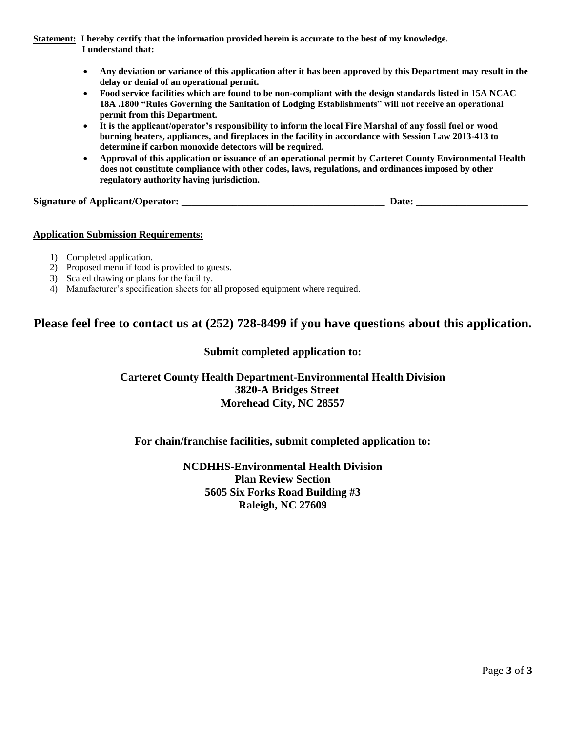**<u>Statement:</u> I hereby certify that the information provided herein is accurate to the best of my knowledge. I understand that:**

- **Any deviation or variance of this application after it has been approved by this Department may result in the delay or denial of an operational permit.**
- **Food service facilities which are found to be non-compliant with the design standards listed in 15A NCAC 18A .1800 "Rules Governing the Sanitation of Lodging Establishments" will not receive an operational permit from this Department.**
- **It is the applicant/operator's responsibility to inform the local Fire Marshal of any fossil fuel or wood burning heaters, appliances, and fireplaces in the facility in accordance with Session Law 2013-413 to determine if carbon monoxide detectors will be required.**
- **Approval of this application or issuance of an operational permit by Carteret County Environmental Health does not constitute compliance with other codes, laws, regulations, and ordinances imposed by other regulatory authority having jurisdiction.**

**Signature of Applicant/Operator: __________________________________________ Date: ______________________**

**<u>Application Submission Requirements:</u>**

1) Completed application.
2) Proposed menu if food is provided to guests.
3) Scaled drawing or plans for the facility.
4) Manufacturer's specification sheets for all proposed equipment where required.

## Please feel free to contact us at (252) 728-8499 if you have questions about this application.

**Submit completed application to:**

**Carteret County Health Department-Environmental Health Division**
**3820-A Bridges Street**
**Morehead City, NC 28557**

**For chain/franchise facilities, submit completed application to:**

**NCDHHS-Environmental Health Division**
**Plan Review Section**
**5605 Six Forks Road Building #3**
**Raleigh, NC 27609**